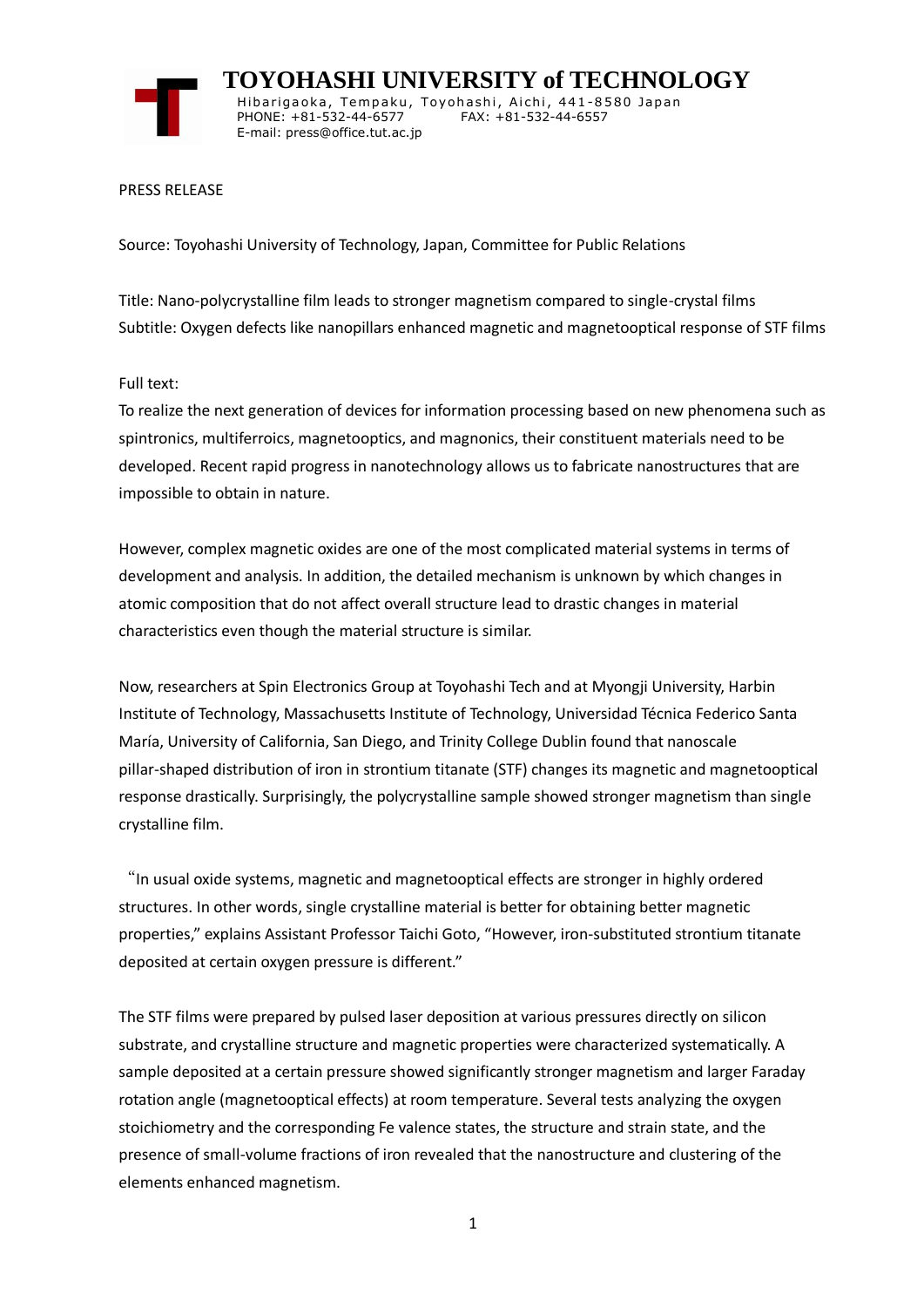# TOYOHASHI UNIVERSITY of TECHNOLOGY

Hibarigaoka, Tempaku, Toyohashi, Aichi, 441-8580 Japan
PHONE: +81-532-44-6577 FAX: +81-532-44-6557
E-mail: press@office.tut.ac.jp

PRESS RELEASE

Source: Toyohashi University of Technology, Japan, Committee for Public Relations

Title: Nano-polycrystalline film leads to stronger magnetism compared to single-crystal films
Subtitle: Oxygen defects like nanopillars enhanced magnetic and magnetooptical response of STF films

Full text:
To realize the next generation of devices for information processing based on new phenomena such as spintronics, multiferroics, magnetooptics, and magnonics, their constituent materials need to be developed. Recent rapid progress in nanotechnology allows us to fabricate nanostructures that are impossible to obtain in nature.

However, complex magnetic oxides are one of the most complicated material systems in terms of development and analysis. In addition, the detailed mechanism is unknown by which changes in atomic composition that do not affect overall structure lead to drastic changes in material characteristics even though the material structure is similar.

Now, researchers at Spin Electronics Group at Toyohashi Tech and at Myongji University, Harbin Institute of Technology, Massachusetts Institute of Technology, Universidad Técnica Federico Santa María, University of California, San Diego, and Trinity College Dublin found that nanoscale pillar-shaped distribution of iron in strontium titanate (STF) changes its magnetic and magnetooptical response drastically. Surprisingly, the polycrystalline sample showed stronger magnetism than single crystalline film.

"In usual oxide systems, magnetic and magnetooptical effects are stronger in highly ordered structures. In other words, single crystalline material is better for obtaining better magnetic properties," explains Assistant Professor Taichi Goto, "However, iron-substituted strontium titanate deposited at certain oxygen pressure is different."

The STF films were prepared by pulsed laser deposition at various pressures directly on silicon substrate, and crystalline structure and magnetic properties were characterized systematically. A sample deposited at a certain pressure showed significantly stronger magnetism and larger Faraday rotation angle (magnetooptical effects) at room temperature. Several tests analyzing the oxygen stoichiometry and the corresponding Fe valence states, the structure and strain state, and the presence of small-volume fractions of iron revealed that the nanostructure and clustering of the elements enhanced magnetism.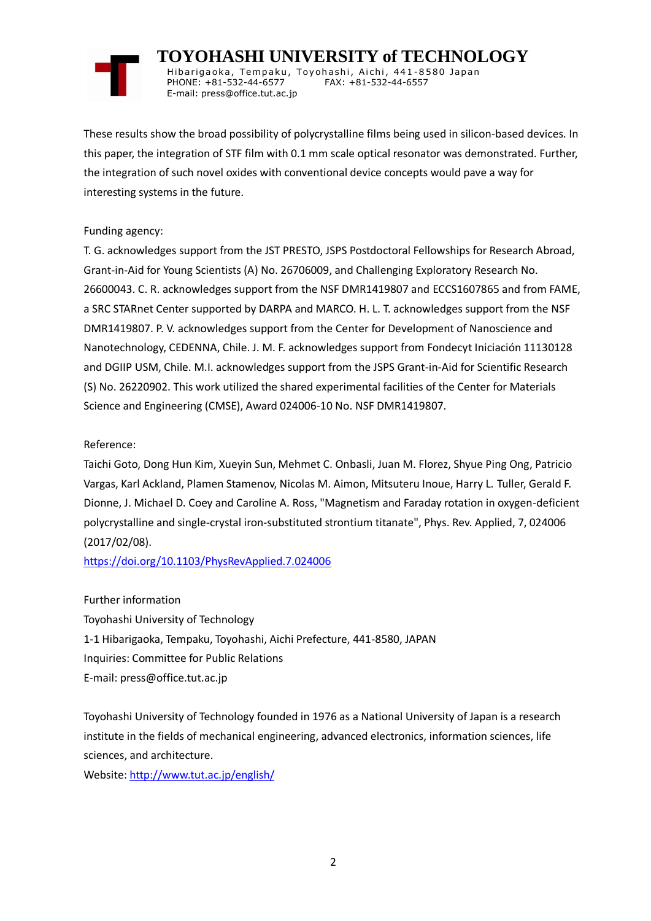These results show the broad possibility of polycrystalline films being used in silicon-based devices. In this paper, the integration of STF film with 0.1 mm scale optical resonator was demonstrated. Further, the integration of such novel oxides with conventional device concepts would pave a way for interesting systems in the future.

Funding agency:

T. G. acknowledges support from the JST PRESTO, JSPS Postdoctoral Fellowships for Research Abroad, Grant-in-Aid for Young Scientists (A) No. 26706009, and Challenging Exploratory Research No. 26600043. C. R. acknowledges support from the NSF DMR1419807 and ECCS1607865 and from FAME, a SRC STARnet Center supported by DARPA and MARCO. H. L. T. acknowledges support from the NSF DMR1419807. P. V. acknowledges support from the Center for Development of Nanoscience and Nanotechnology, CEDENNA, Chile. J. M. F. acknowledges support from Fondecyt Iniciación 11130128 and DGIIP USM, Chile. M.I. acknowledges support from the JSPS Grant-in-Aid for Scientific Research (S) No. 26220902. This work utilized the shared experimental facilities of the Center for Materials Science and Engineering (CMSE), Award 024006-10 No. NSF DMR1419807.

Reference:

Taichi Goto, Dong Hun Kim, Xueyin Sun, Mehmet C. Onbasli, Juan M. Florez, Shyue Ping Ong, Patricio Vargas, Karl Ackland, Plamen Stamenov, Nicolas M. Aimon, Mitsuteru Inoue, Harry L. Tuller, Gerald F. Dionne, J. Michael D. Coey and Caroline A. Ross, "Magnetism and Faraday rotation in oxygen-deficient polycrystalline and single-crystal iron-substituted strontium titanate", Phys. Rev. Applied, 7, 024006 (2017/02/08).

https://doi.org/10.1103/PhysRevApplied.7.024006

Further information

Toyohashi University of Technology

1-1 Hibarigaoka, Tempaku, Toyohashi, Aichi Prefecture, 441-8580, JAPAN

Inquiries: Committee for Public Relations

E-mail: press@office.tut.ac.jp

Toyohashi University of Technology founded in 1976 as a National University of Japan is a research institute in the fields of mechanical engineering, advanced electronics, information sciences, life sciences, and architecture.

Website: http://www.tut.ac.jp/english/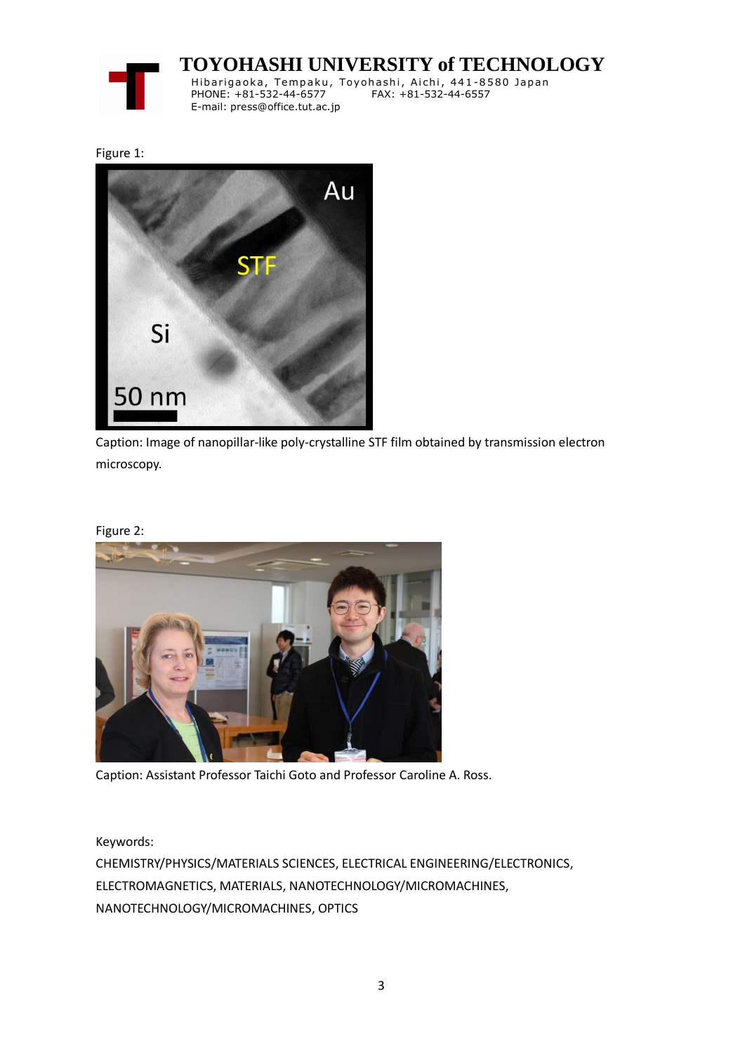Figure 1:

Au

STF

Si

50 nm

Caption: Image of nanopillar-like poly-crystalline STF film obtained by transmission electron microscopy.

Figure 2:

Caption: Assistant Professor Taichi Goto and Professor Caroline A. Ross.

Keywords:

CHEMISTRY/PHYSICS/MATERIALS SCIENCES, ELECTRICAL ENGINEERING/ELECTRONICS, ELECTROMAGNETICS, MATERIALS, NANOTECHNOLOGY/MICROMACHINES, NANOTECHNOLOGY/MICROMACHINES, OPTICS